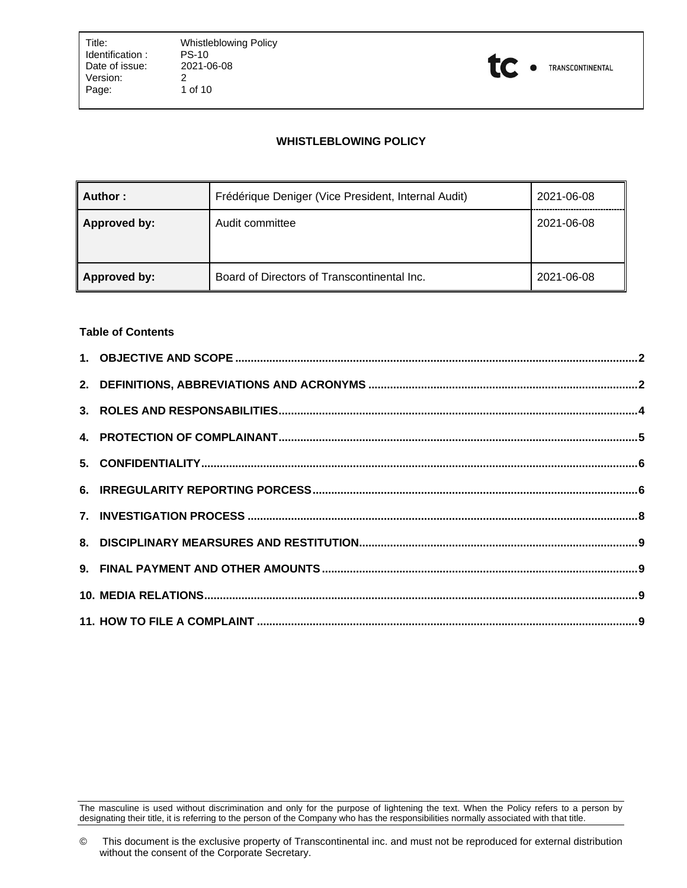# WHISTLEBLOWING POLICY

| Author : | Frédérique Deniger (Vice President, Internal Audit) | 2021-06-08 |
|---|---|---|
| Approved by: | Audit committee | 2021-06-08 |
| Approved by: | Board of Directors of Transcontinental Inc. | 2021-06-08 |

**Table of Contents**

**1. OBJECTIVE AND SCOPE ........ 2**

**2. DEFINITIONS, ABBREVIATIONS AND ACRONYMS ........ 2**

**3. ROLES AND RESPONSABILITIES ........ 4**

**4. PROTECTION OF COMPLAINANT ........ 5**

**5. CONFIDENTIALITY ........ 6**

**6. IRREGULARITY REPORTING PORCESS ........ 6**

**7. INVESTIGATION PROCESS ........ 8**

**8. DISCIPLINARY MEARSURES AND RESTITUTION ........ 9**

**9. FINAL PAYMENT AND OTHER AMOUNTS ........ 9**

**10. MEDIA RELATIONS ........ 9**

**11. HOW TO FILE A COMPLAINT ........ 9**

The masculine is used without discrimination and only for the purpose of lightening the text. When the Policy refers to a person by designating their title, it is referring to the person of the Company who has the responsibilities normally associated with that title.

© This document is the exclusive property of Transcontinental inc. and must not be reproduced for external distribution without the consent of the Corporate Secretary.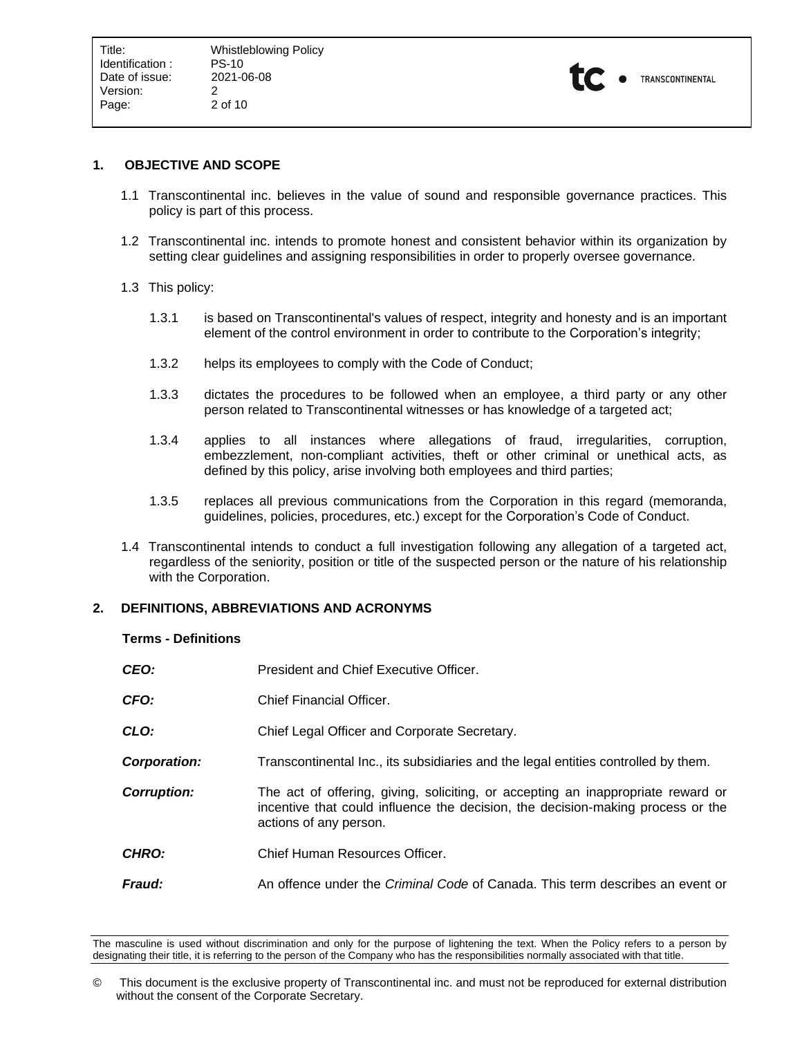## 1. OBJECTIVE AND SCOPE

1.1 Transcontinental inc. believes in the value of sound and responsible governance practices. This policy is part of this process.

1.2 Transcontinental inc. intends to promote honest and consistent behavior within its organization by setting clear guidelines and assigning responsibilities in order to properly oversee governance.

1.3 This policy:

1.3.1 is based on Transcontinental's values of respect, integrity and honesty and is an important element of the control environment in order to contribute to the Corporation's integrity;

1.3.2 helps its employees to comply with the Code of Conduct;

1.3.3 dictates the procedures to be followed when an employee, a third party or any other person related to Transcontinental witnesses or has knowledge of a targeted act;

1.3.4 applies to all instances where allegations of fraud, irregularities, corruption, embezzlement, non-compliant activities, theft or other criminal or unethical acts, as defined by this policy, arise involving both employees and third parties;

1.3.5 replaces all previous communications from the Corporation in this regard (memoranda, guidelines, policies, procedures, etc.) except for the Corporation's Code of Conduct.

1.4 Transcontinental intends to conduct a full investigation following any allegation of a targeted act, regardless of the seniority, position or title of the suspected person or the nature of his relationship with the Corporation.

## 2. DEFINITIONS, ABBREVIATIONS AND ACRONYMS

**Terms - Definitions**

| Term | Definition |
|---|---|
| ***CEO:*** | President and Chief Executive Officer. |
| ***CFO:*** | Chief Financial Officer. |
| ***CLO:*** | Chief Legal Officer and Corporate Secretary. |
| ***Corporation:*** | Transcontinental Inc., its subsidiaries and the legal entities controlled by them. |
| ***Corruption:*** | The act of offering, giving, soliciting, or accepting an inappropriate reward or incentive that could influence the decision, the decision-making process or the actions of any person. |
| ***CHRO:*** | Chief Human Resources Officer. |
| ***Fraud:*** | An offence under the *Criminal Code* of Canada. This term describes an event or |

The masculine is used without discrimination and only for the purpose of lightening the text. When the Policy refers to a person by designating their title, it is referring to the person of the Company who has the responsibilities normally associated with that title.

© This document is the exclusive property of Transcontinental inc. and must not be reproduced for external distribution without the consent of the Corporate Secretary.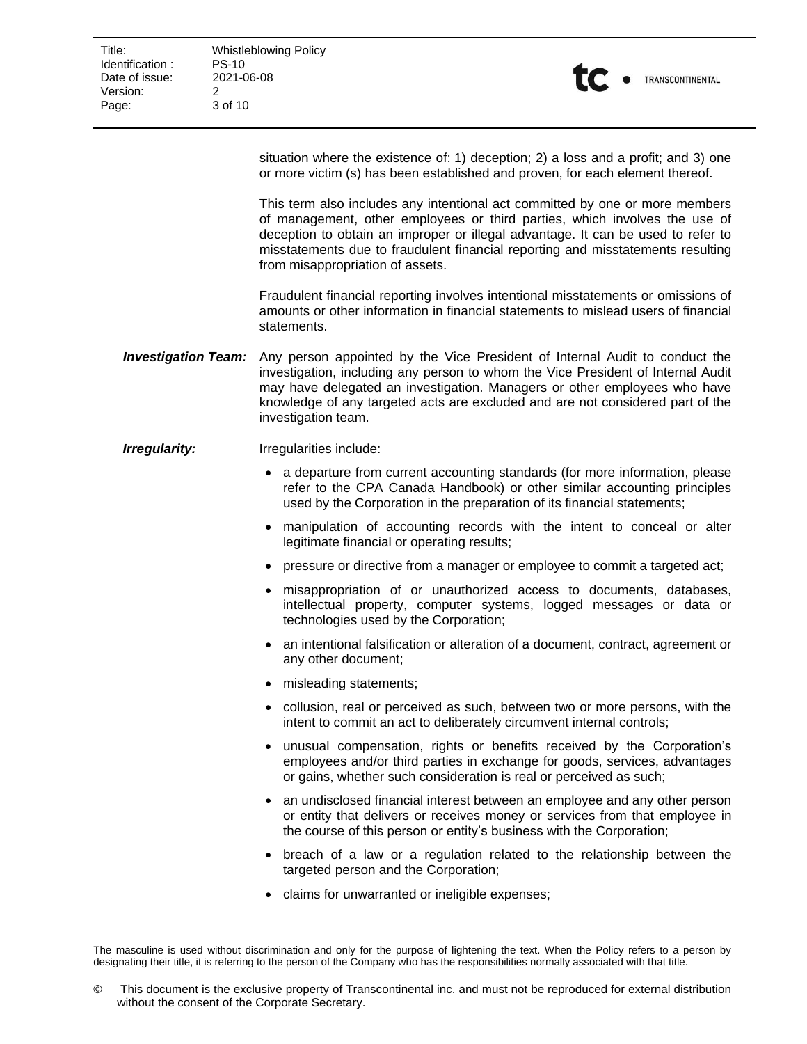situation where the existence of: 1) deception; 2) a loss and a profit; and 3) one or more victim (s) has been established and proven, for each element thereof.

This term also includes any intentional act committed by one or more members of management, other employees or third parties, which involves the use of deception to obtain an improper or illegal advantage. It can be used to refer to misstatements due to fraudulent financial reporting and misstatements resulting from misappropriation of assets.

Fraudulent financial reporting involves intentional misstatements or omissions of amounts or other information in financial statements to mislead users of financial statements.

***Investigation Team:*** Any person appointed by the Vice President of Internal Audit to conduct the investigation, including any person to whom the Vice President of Internal Audit may have delegated an investigation. Managers or other employees who have knowledge of any targeted acts are excluded and are not considered part of the investigation team.

***Irregularity:*** Irregularities include:

- a departure from current accounting standards (for more information, please refer to the CPA Canada Handbook) or other similar accounting principles used by the Corporation in the preparation of its financial statements;
- manipulation of accounting records with the intent to conceal or alter legitimate financial or operating results;
- pressure or directive from a manager or employee to commit a targeted act;
- misappropriation of or unauthorized access to documents, databases, intellectual property, computer systems, logged messages or data or technologies used by the Corporation;
- an intentional falsification or alteration of a document, contract, agreement or any other document;
- misleading statements;
- collusion, real or perceived as such, between two or more persons, with the intent to commit an act to deliberately circumvent internal controls;
- unusual compensation, rights or benefits received by the Corporation's employees and/or third parties in exchange for goods, services, advantages or gains, whether such consideration is real or perceived as such;
- an undisclosed financial interest between an employee and any other person or entity that delivers or receives money or services from that employee in the course of this person or entity's business with the Corporation;
- breach of a law or a regulation related to the relationship between the targeted person and the Corporation;
- claims for unwarranted or ineligible expenses;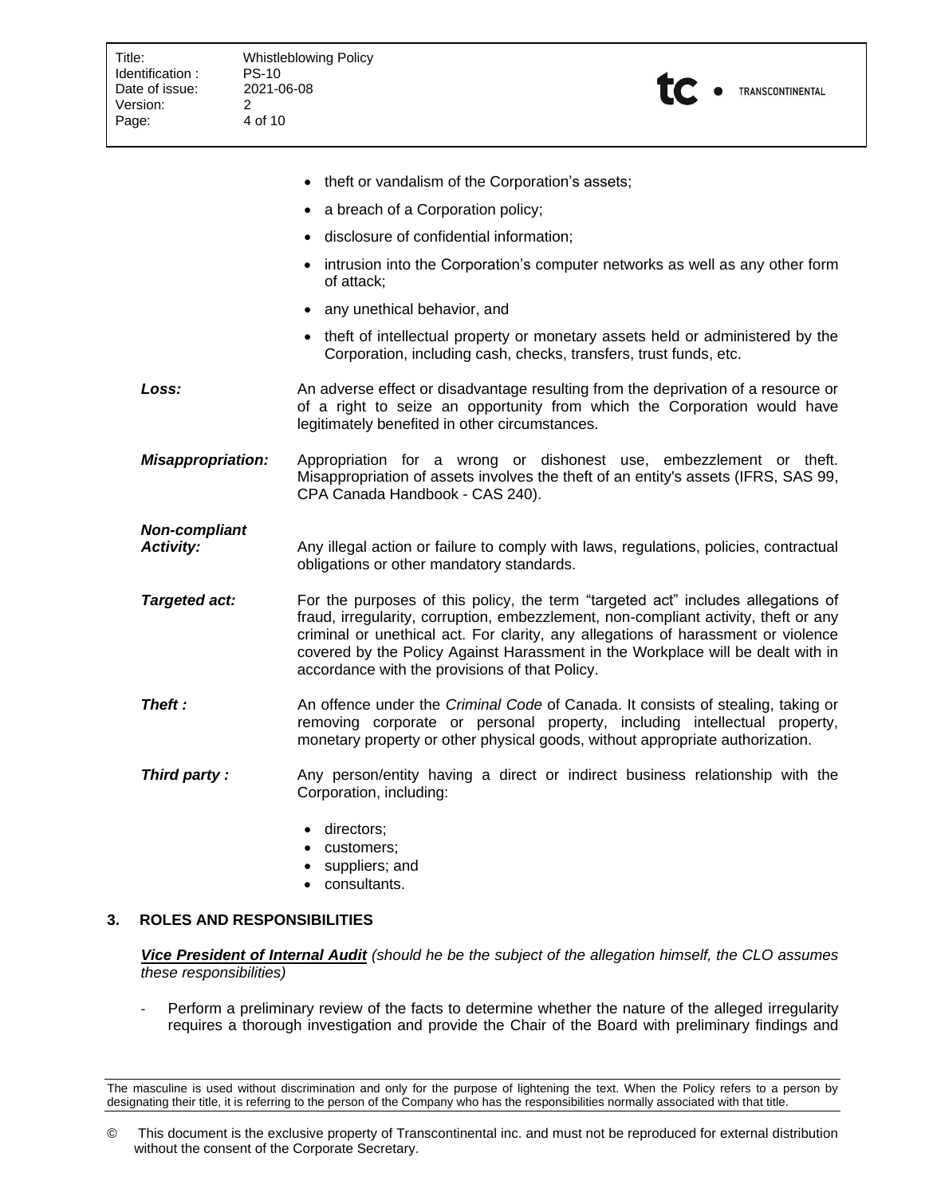- theft or vandalism of the Corporation's assets;
- a breach of a Corporation policy;
- disclosure of confidential information;
- intrusion into the Corporation's computer networks as well as any other form of attack;
- any unethical behavior, and
- theft of intellectual property or monetary assets held or administered by the Corporation, including cash, checks, transfers, trust funds, etc.

***Loss:*** An adverse effect or disadvantage resulting from the deprivation of a resource or of a right to seize an opportunity from which the Corporation would have legitimately benefited in other circumstances.

***Misappropriation:*** Appropriation for a wrong or dishonest use, embezzlement or theft. Misappropriation of assets involves the theft of an entity's assets (IFRS, SAS 99, CPA Canada Handbook - CAS 240).

***Non-compliant Activity:*** Any illegal action or failure to comply with laws, regulations, policies, contractual obligations or other mandatory standards.

***Targeted act:*** For the purposes of this policy, the term "targeted act" includes allegations of fraud, irregularity, corruption, embezzlement, non-compliant activity, theft or any criminal or unethical act. For clarity, any allegations of harassment or violence covered by the Policy Against Harassment in the Workplace will be dealt with in accordance with the provisions of that Policy.

***Theft :*** An offence under the *Criminal Code* of Canada. It consists of stealing, taking or removing corporate or personal property, including intellectual property, monetary property or other physical goods, without appropriate authorization.

***Third party :*** Any person/entity having a direct or indirect business relationship with the Corporation, including:

- directors;
- customers;
- suppliers; and
- consultants.

## 3. ROLES AND RESPONSIBILITIES

***<u>Vice President of Internal Audit</u>*** *(should he be the subject of the allegation himself, the CLO assumes these responsibilities)*

- Perform a preliminary review of the facts to determine whether the nature of the alleged irregularity requires a thorough investigation and provide the Chair of the Board with preliminary findings and

The masculine is used without discrimination and only for the purpose of lightening the text. When the Policy refers to a person by designating their title, it is referring to the person of the Company who has the responsibilities normally associated with that title.

© This document is the exclusive property of Transcontinental inc. and must not be reproduced for external distribution without the consent of the Corporate Secretary.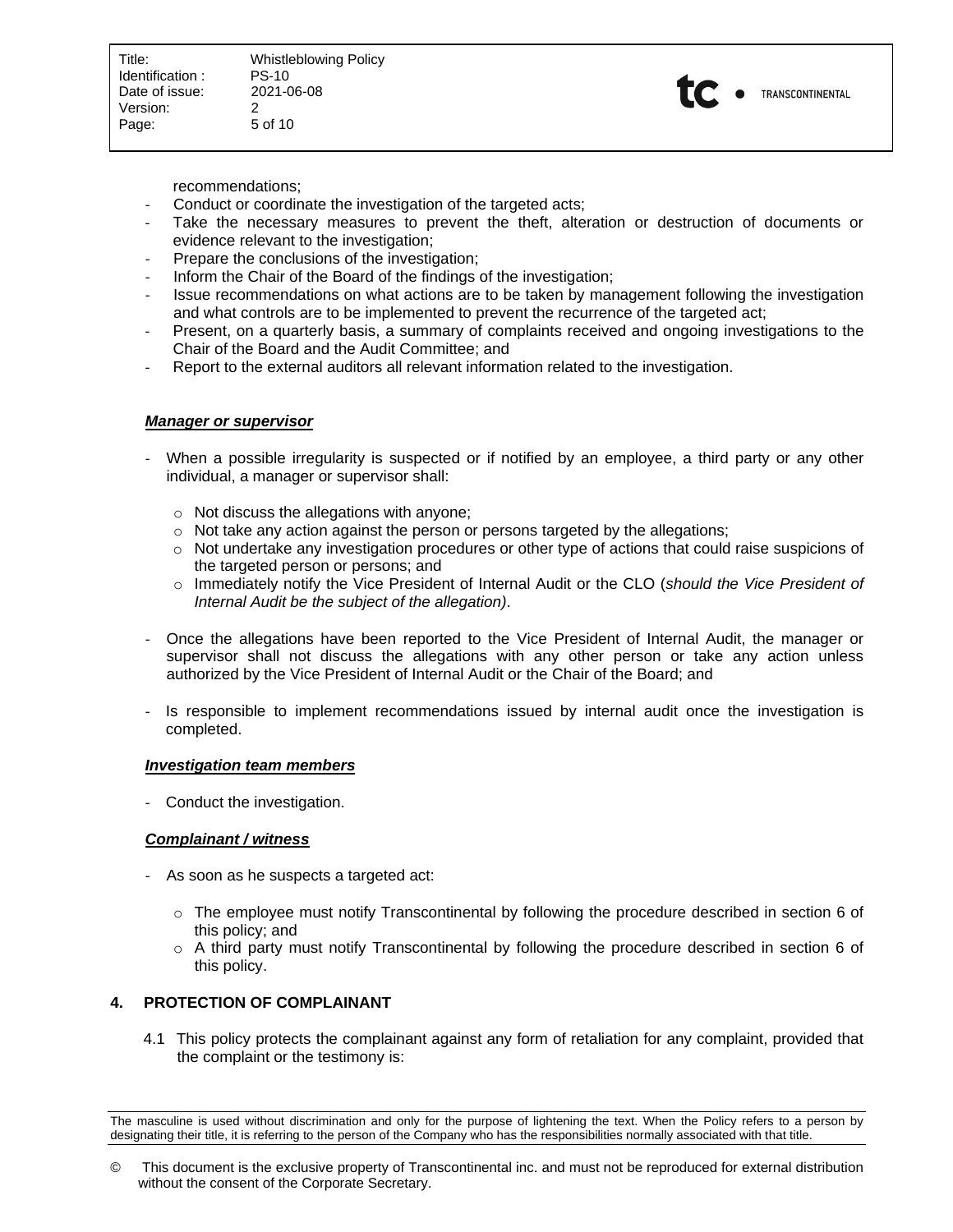recommendations;

- Conduct or coordinate the investigation of the targeted acts;
- Take the necessary measures to prevent the theft, alteration or destruction of documents or evidence relevant to the investigation;
- Prepare the conclusions of the investigation;
- Inform the Chair of the Board of the findings of the investigation;
- Issue recommendations on what actions are to be taken by management following the investigation and what controls are to be implemented to prevent the recurrence of the targeted act;
- Present, on a quarterly basis, a summary of complaints received and ongoing investigations to the Chair of the Board and the Audit Committee; and
- Report to the external auditors all relevant information related to the investigation.

***Manager or supervisor***

- When a possible irregularity is suspected or if notified by an employee, a third party or any other individual, a manager or supervisor shall:
  - Not discuss the allegations with anyone;
  - Not take any action against the person or persons targeted by the allegations;
  - Not undertake any investigation procedures or other type of actions that could raise suspicions of the targeted person or persons; and
  - Immediately notify the Vice President of Internal Audit or the CLO (*should the Vice President of Internal Audit be the subject of the allegation)*.
- Once the allegations have been reported to the Vice President of Internal Audit, the manager or supervisor shall not discuss the allegations with any other person or take any action unless authorized by the Vice President of Internal Audit or the Chair of the Board; and
- Is responsible to implement recommendations issued by internal audit once the investigation is completed.

***Investigation team members***

- Conduct the investigation.

***Complainant / witness***

- As soon as he suspects a targeted act:
  - The employee must notify Transcontinental by following the procedure described in section 6 of this policy; and
  - A third party must notify Transcontinental by following the procedure described in section 6 of this policy.

## 4. PROTECTION OF COMPLAINANT

4.1 This policy protects the complainant against any form of retaliation for any complaint, provided that the complaint or the testimony is:

The masculine is used without discrimination and only for the purpose of lightening the text. When the Policy refers to a person by designating their title, it is referring to the person of the Company who has the responsibilities normally associated with that title.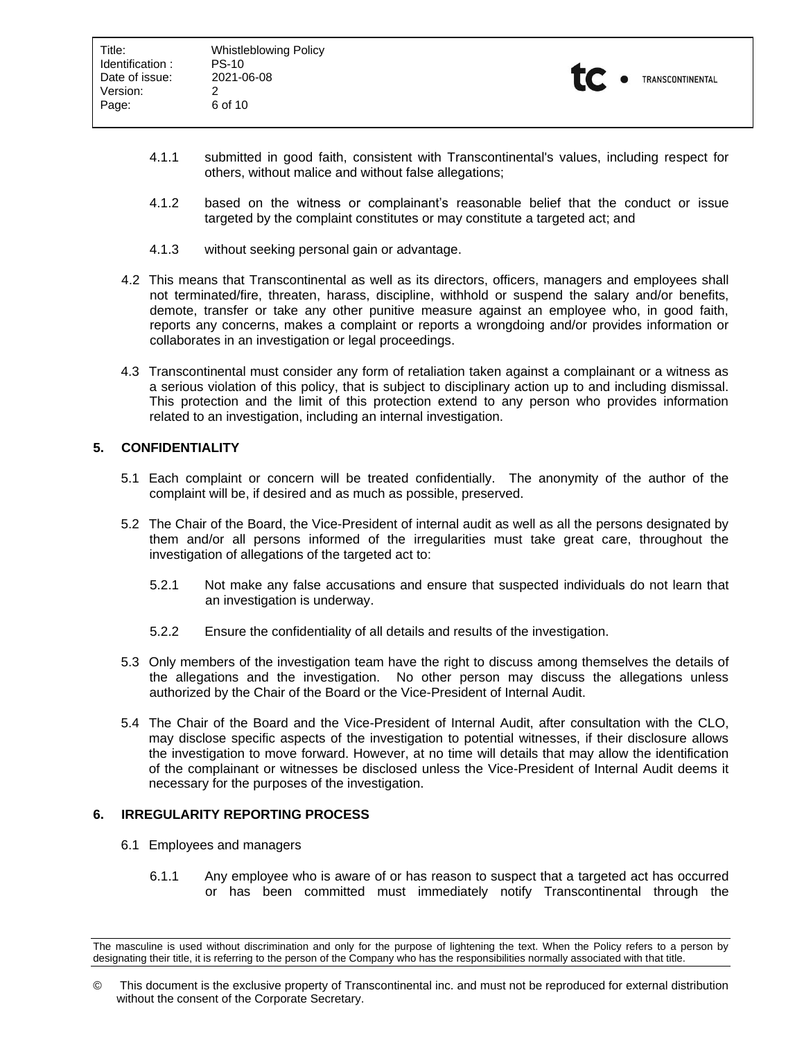4.1.1 submitted in good faith, consistent with Transcontinental's values, including respect for others, without malice and without false allegations;

4.1.2 based on the witness or complainant's reasonable belief that the conduct or issue targeted by the complaint constitutes or may constitute a targeted act; and

4.1.3 without seeking personal gain or advantage.

4.2 This means that Transcontinental as well as its directors, officers, managers and employees shall not terminated/fire, threaten, harass, discipline, withhold or suspend the salary and/or benefits, demote, transfer or take any other punitive measure against an employee who, in good faith, reports any concerns, makes a complaint or reports a wrongdoing and/or provides information or collaborates in an investigation or legal proceedings.

4.3 Transcontinental must consider any form of retaliation taken against a complainant or a witness as a serious violation of this policy, that is subject to disciplinary action up to and including dismissal. This protection and the limit of this protection extend to any person who provides information related to an investigation, including an internal investigation.

## 5. CONFIDENTIALITY

5.1 Each complaint or concern will be treated confidentially. The anonymity of the author of the complaint will be, if desired and as much as possible, preserved.

5.2 The Chair of the Board, the Vice-President of internal audit as well as all the persons designated by them and/or all persons informed of the irregularities must take great care, throughout the investigation of allegations of the targeted act to:

5.2.1 Not make any false accusations and ensure that suspected individuals do not learn that an investigation is underway.

5.2.2 Ensure the confidentiality of all details and results of the investigation.

5.3 Only members of the investigation team have the right to discuss among themselves the details of the allegations and the investigation. No other person may discuss the allegations unless authorized by the Chair of the Board or the Vice-President of Internal Audit.

5.4 The Chair of the Board and the Vice-President of Internal Audit, after consultation with the CLO, may disclose specific aspects of the investigation to potential witnesses, if their disclosure allows the investigation to move forward. However, at no time will details that may allow the identification of the complainant or witnesses be disclosed unless the Vice-President of Internal Audit deems it necessary for the purposes of the investigation.

## 6. IRREGULARITY REPORTING PROCESS

6.1 Employees and managers

6.1.1 Any employee who is aware of or has reason to suspect that a targeted act has occurred or has been committed must immediately notify Transcontinental through the

The masculine is used without discrimination and only for the purpose of lightening the text. When the Policy refers to a person by designating their title, it is referring to the person of the Company who has the responsibilities normally associated with that title.

© This document is the exclusive property of Transcontinental inc. and must not be reproduced for external distribution without the consent of the Corporate Secretary.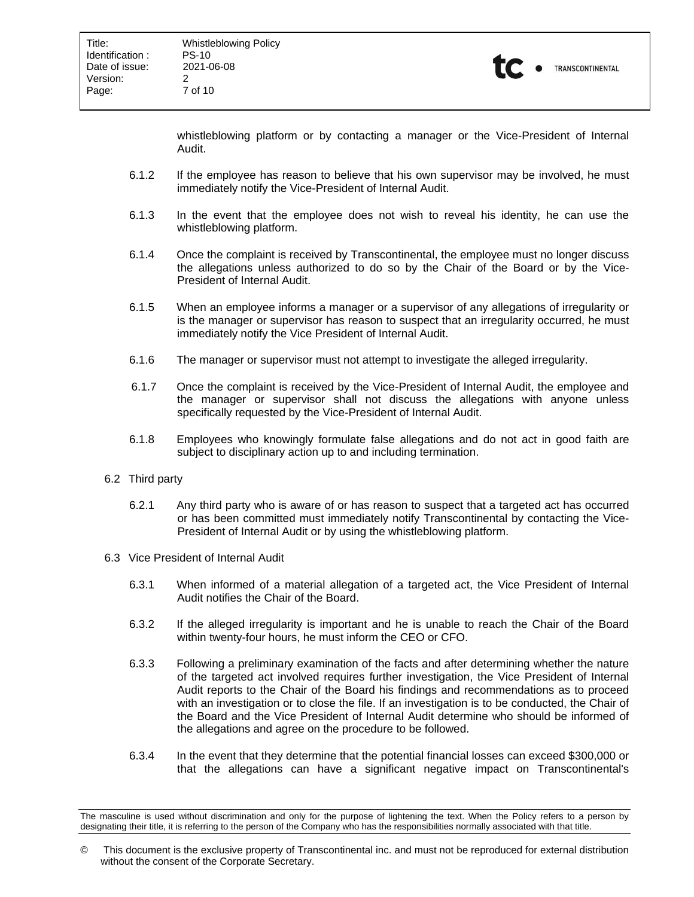whistleblowing platform or by contacting a manager or the Vice-President of Internal Audit.

6.1.2 If the employee has reason to believe that his own supervisor may be involved, he must immediately notify the Vice-President of Internal Audit.

6.1.3 In the event that the employee does not wish to reveal his identity, he can use the whistleblowing platform.

6.1.4 Once the complaint is received by Transcontinental, the employee must no longer discuss the allegations unless authorized to do so by the Chair of the Board or by the Vice-President of Internal Audit.

6.1.5 When an employee informs a manager or a supervisor of any allegations of irregularity or is the manager or supervisor has reason to suspect that an irregularity occurred, he must immediately notify the Vice President of Internal Audit.

6.1.6 The manager or supervisor must not attempt to investigate the alleged irregularity.

6.1.7 Once the complaint is received by the Vice-President of Internal Audit, the employee and the manager or supervisor shall not discuss the allegations with anyone unless specifically requested by the Vice-President of Internal Audit.

6.1.8 Employees who knowingly formulate false allegations and do not act in good faith are subject to disciplinary action up to and including termination.

6.2 Third party

6.2.1 Any third party who is aware of or has reason to suspect that a targeted act has occurred or has been committed must immediately notify Transcontinental by contacting the Vice-President of Internal Audit or by using the whistleblowing platform.

6.3 Vice President of Internal Audit

6.3.1 When informed of a material allegation of a targeted act, the Vice President of Internal Audit notifies the Chair of the Board.

6.3.2 If the alleged irregularity is important and he is unable to reach the Chair of the Board within twenty-four hours, he must inform the CEO or CFO.

6.3.3 Following a preliminary examination of the facts and after determining whether the nature of the targeted act involved requires further investigation, the Vice President of Internal Audit reports to the Chair of the Board his findings and recommendations as to proceed with an investigation or to close the file. If an investigation is to be conducted, the Chair of the Board and the Vice President of Internal Audit determine who should be informed of the allegations and agree on the procedure to be followed.

6.3.4 In the event that they determine that the potential financial losses can exceed $300,000 or that the allegations can have a significant negative impact on Transcontinental's

The masculine is used without discrimination and only for the purpose of lightening the text. When the Policy refers to a person by designating their title, it is referring to the person of the Company who has the responsibilities normally associated with that title.

© This document is the exclusive property of Transcontinental inc. and must not be reproduced for external distribution without the consent of the Corporate Secretary.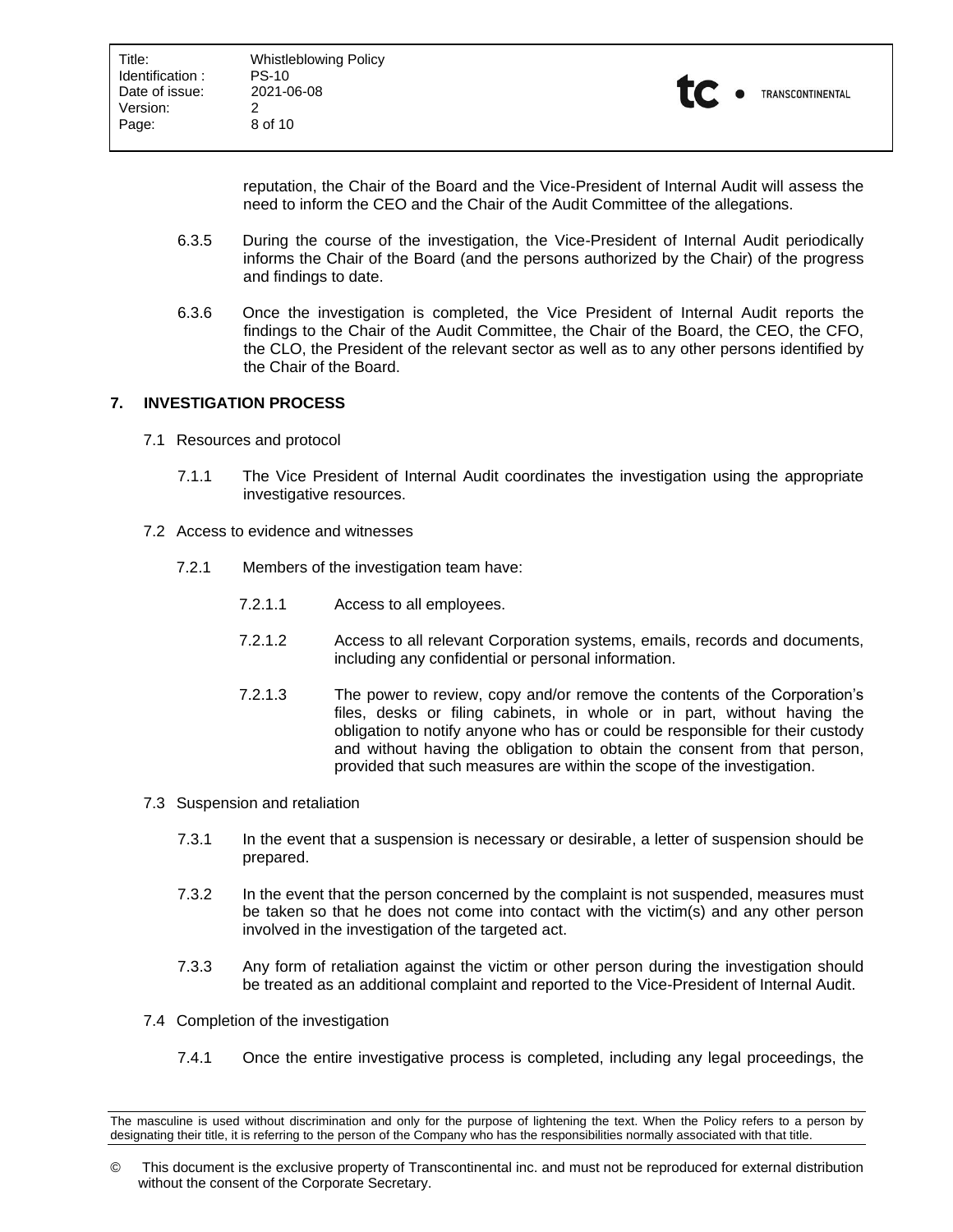reputation, the Chair of the Board and the Vice-President of Internal Audit will assess the need to inform the CEO and the Chair of the Audit Committee of the allegations.

6.3.5 During the course of the investigation, the Vice-President of Internal Audit periodically informs the Chair of the Board (and the persons authorized by the Chair) of the progress and findings to date.

6.3.6 Once the investigation is completed, the Vice President of Internal Audit reports the findings to the Chair of the Audit Committee, the Chair of the Board, the CEO, the CFO, the CLO, the President of the relevant sector as well as to any other persons identified by the Chair of the Board.

## 7. INVESTIGATION PROCESS

7.1 Resources and protocol

7.1.1 The Vice President of Internal Audit coordinates the investigation using the appropriate investigative resources.

7.2 Access to evidence and witnesses

7.2.1 Members of the investigation team have:

7.2.1.1 Access to all employees.

7.2.1.2 Access to all relevant Corporation systems, emails, records and documents, including any confidential or personal information.

7.2.1.3 The power to review, copy and/or remove the contents of the Corporation's files, desks or filing cabinets, in whole or in part, without having the obligation to notify anyone who has or could be responsible for their custody and without having the obligation to obtain the consent from that person, provided that such measures are within the scope of the investigation.

7.3 Suspension and retaliation

7.3.1 In the event that a suspension is necessary or desirable, a letter of suspension should be prepared.

7.3.2 In the event that the person concerned by the complaint is not suspended, measures must be taken so that he does not come into contact with the victim(s) and any other person involved in the investigation of the targeted act.

7.3.3 Any form of retaliation against the victim or other person during the investigation should be treated as an additional complaint and reported to the Vice-President of Internal Audit.

7.4 Completion of the investigation

7.4.1 Once the entire investigative process is completed, including any legal proceedings, the

The masculine is used without discrimination and only for the purpose of lightening the text. When the Policy refers to a person by designating their title, it is referring to the person of the Company who has the responsibilities normally associated with that title.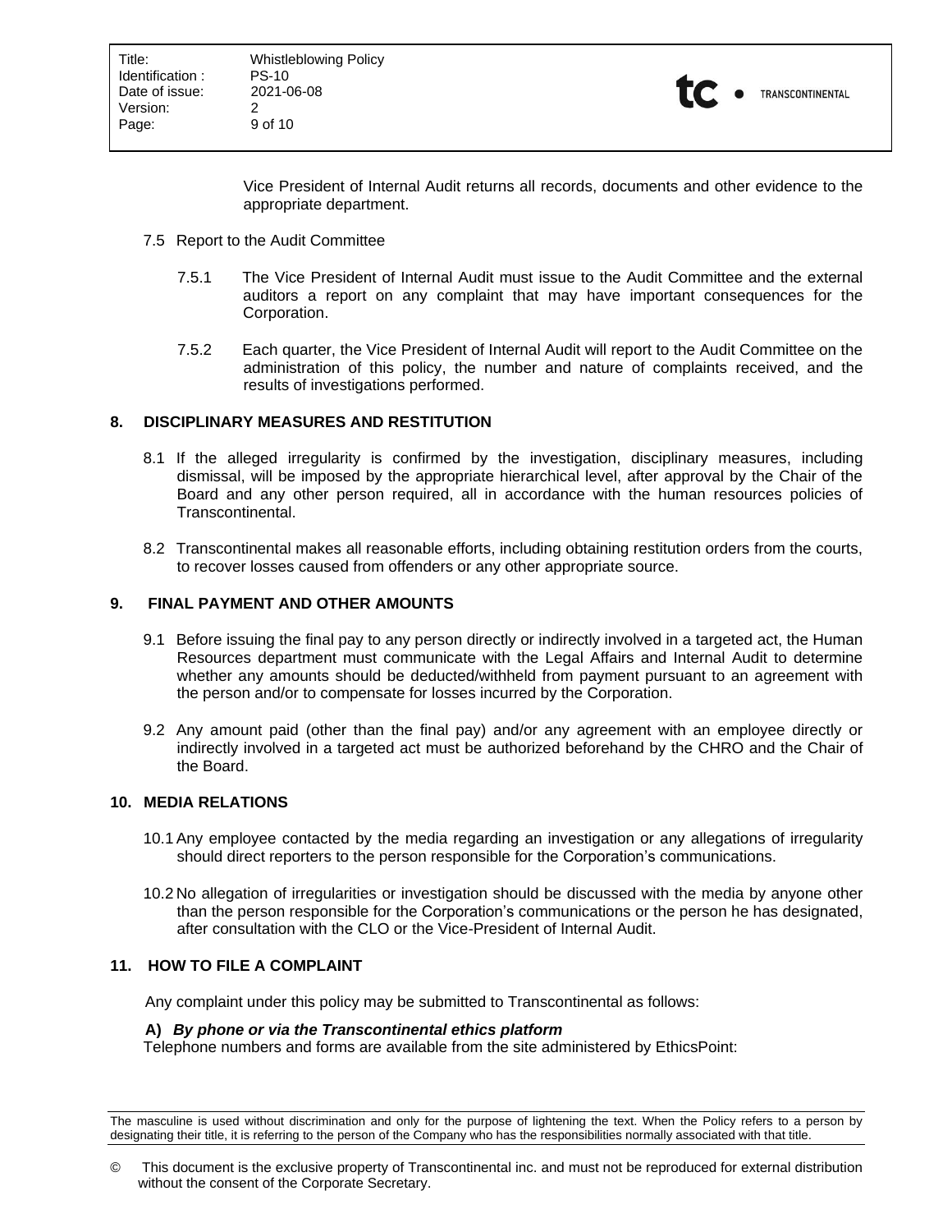Vice President of Internal Audit returns all records, documents and other evidence to the appropriate department.

7.5 Report to the Audit Committee

7.5.1 The Vice President of Internal Audit must issue to the Audit Committee and the external auditors a report on any complaint that may have important consequences for the Corporation.

7.5.2 Each quarter, the Vice President of Internal Audit will report to the Audit Committee on the administration of this policy, the number and nature of complaints received, and the results of investigations performed.

## 8. DISCIPLINARY MEASURES AND RESTITUTION

8.1 If the alleged irregularity is confirmed by the investigation, disciplinary measures, including dismissal, will be imposed by the appropriate hierarchical level, after approval by the Chair of the Board and any other person required, all in accordance with the human resources policies of Transcontinental.

8.2 Transcontinental makes all reasonable efforts, including obtaining restitution orders from the courts, to recover losses caused from offenders or any other appropriate source.

## 9. FINAL PAYMENT AND OTHER AMOUNTS

9.1 Before issuing the final pay to any person directly or indirectly involved in a targeted act, the Human Resources department must communicate with the Legal Affairs and Internal Audit to determine whether any amounts should be deducted/withheld from payment pursuant to an agreement with the person and/or to compensate for losses incurred by the Corporation.

9.2 Any amount paid (other than the final pay) and/or any agreement with an employee directly or indirectly involved in a targeted act must be authorized beforehand by the CHRO and the Chair of the Board.

## 10. MEDIA RELATIONS

10.1 Any employee contacted by the media regarding an investigation or any allegations of irregularity should direct reporters to the person responsible for the Corporation's communications.

10.2 No allegation of irregularities or investigation should be discussed with the media by anyone other than the person responsible for the Corporation's communications or the person he has designated, after consultation with the CLO or the Vice-President of Internal Audit.

## 11. HOW TO FILE A COMPLAINT

Any complaint under this policy may be submitted to Transcontinental as follows:

**A)** ***By phone or via the Transcontinental ethics platform***

Telephone numbers and forms are available from the site administered by EthicsPoint:

The masculine is used without discrimination and only for the purpose of lightening the text. When the Policy refers to a person by designating their title, it is referring to the person of the Company who has the responsibilities normally associated with that title.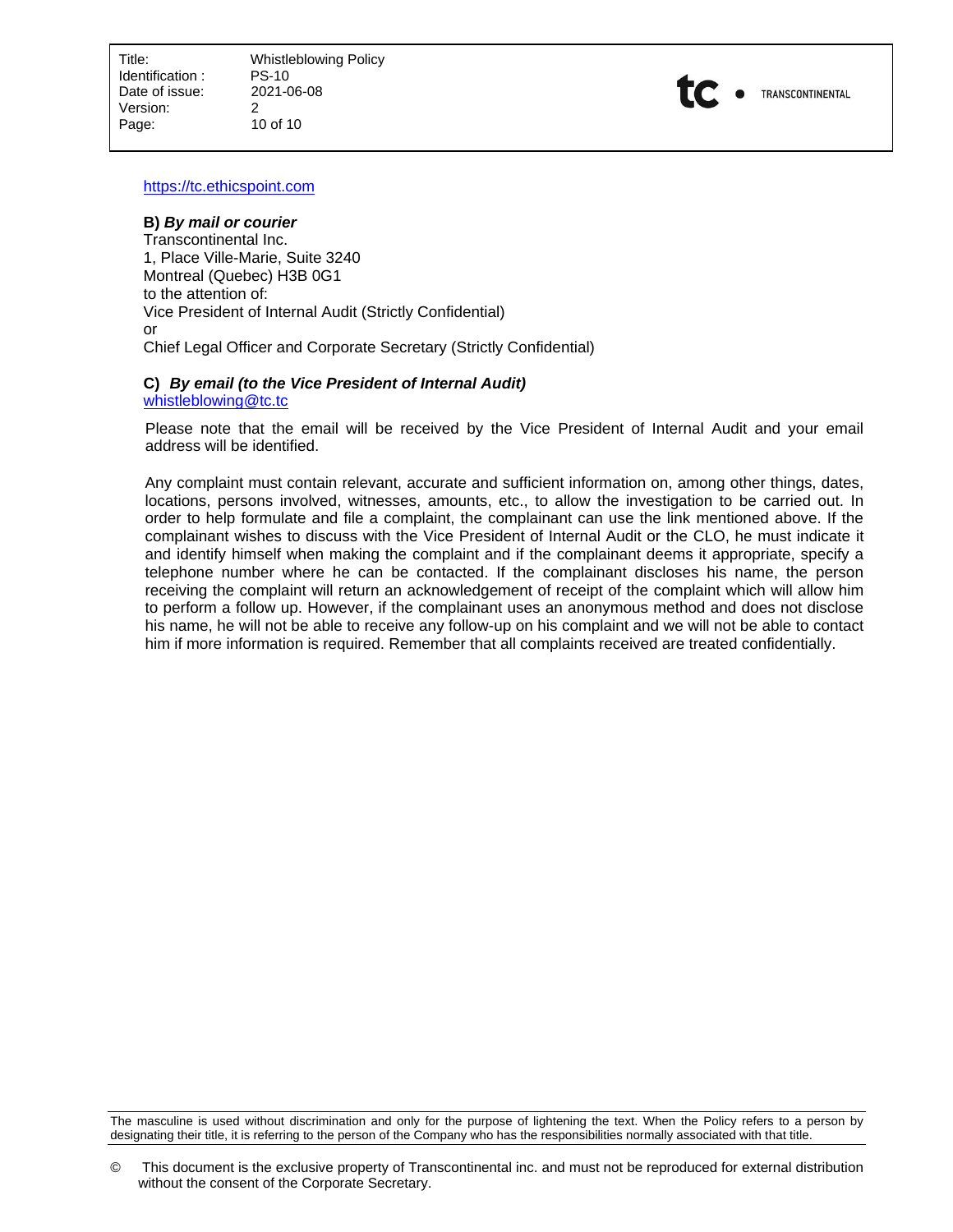https://tc.ethicspoint.com

**B)** ***By mail or courier***
Transcontinental Inc.
1, Place Ville-Marie, Suite 3240
Montreal (Quebec) H3B 0G1
to the attention of:
Vice President of Internal Audit (Strictly Confidential)
or
Chief Legal Officer and Corporate Secretary (Strictly Confidential)

**C)** ***By email (to the Vice President of Internal Audit)***
whistleblowing@tc.tc

Please note that the email will be received by the Vice President of Internal Audit and your email address will be identified.

Any complaint must contain relevant, accurate and sufficient information on, among other things, dates, locations, persons involved, witnesses, amounts, etc., to allow the investigation to be carried out. In order to help formulate and file a complaint, the complainant can use the link mentioned above. If the complainant wishes to discuss with the Vice President of Internal Audit or the CLO, he must indicate it and identify himself when making the complaint and if the complainant deems it appropriate, specify a telephone number where he can be contacted. If the complainant discloses his name, the person receiving the complaint will return an acknowledgement of receipt of the complaint which will allow him to perform a follow up. However, if the complainant uses an anonymous method and does not disclose his name, he will not be able to receive any follow-up on his complaint and we will not be able to contact him if more information is required. Remember that all complaints received are treated confidentially.

The masculine is used without discrimination and only for the purpose of lightening the text. When the Policy refers to a person by designating their title, it is referring to the person of the Company who has the responsibilities normally associated with that title.

© This document is the exclusive property of Transcontinental inc. and must not be reproduced for external distribution without the consent of the Corporate Secretary.